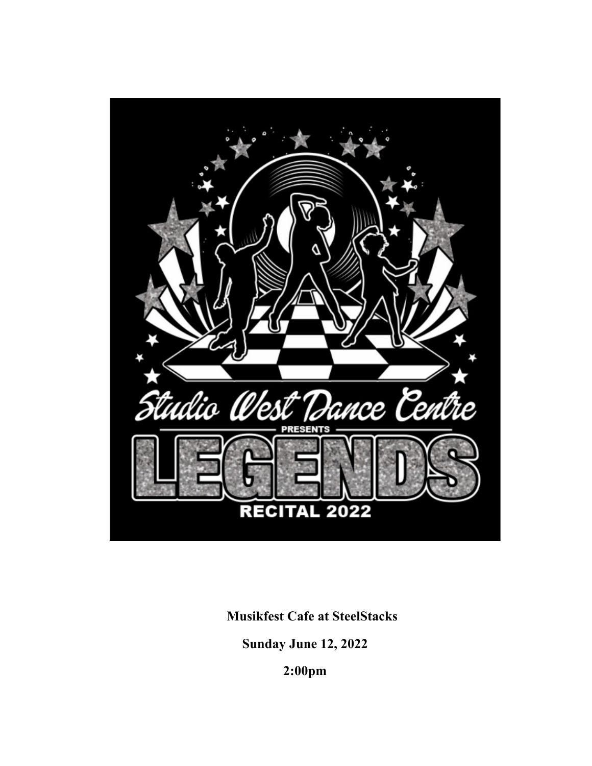Studio West Dance Centre

PRESENTS

# LEGENDS

RECITAL 2022

**Musikfest Cafe at SteelStacks**

**Sunday June 12, 2022**

**2:00pm**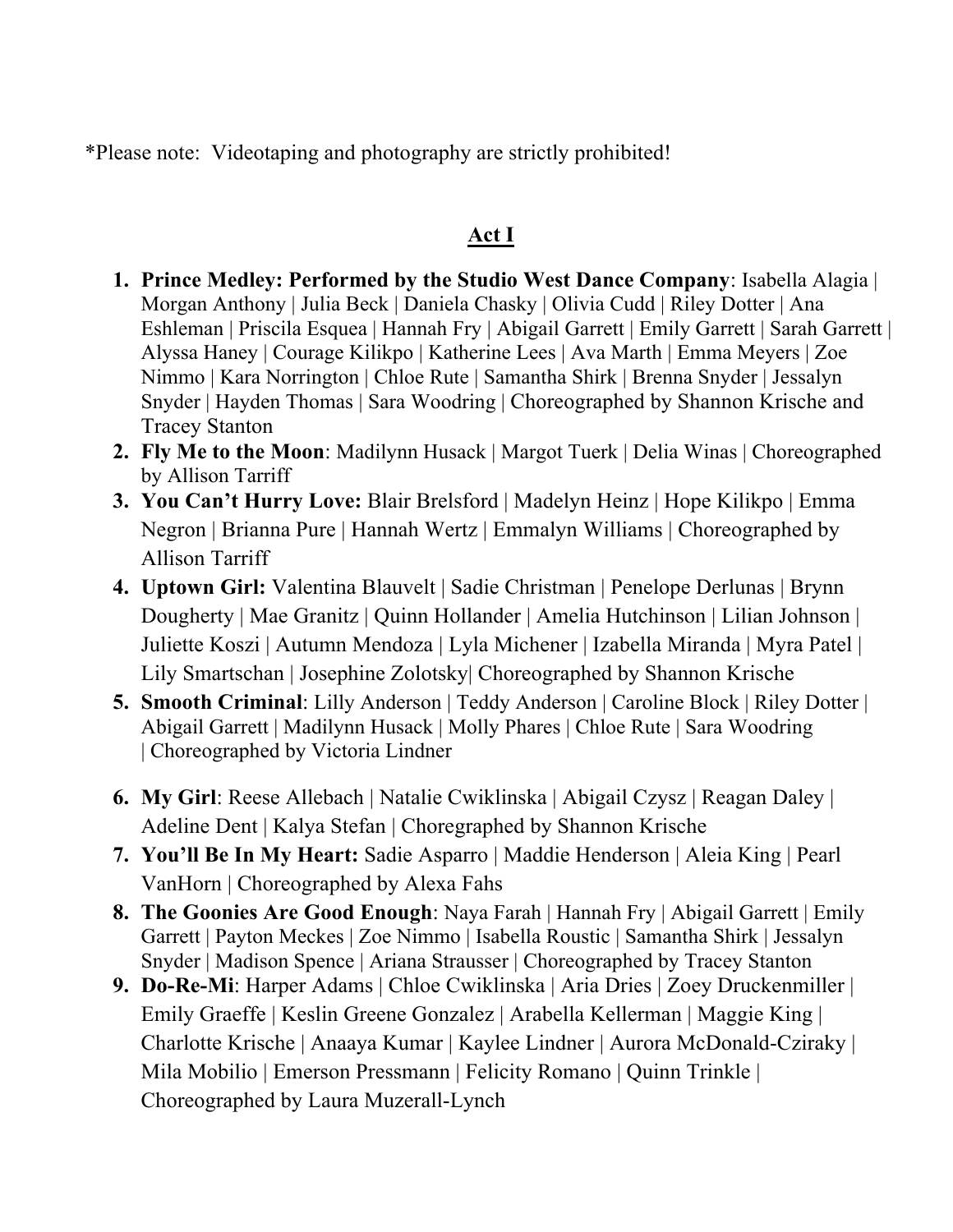*Please note:  Videotaping and photography are strictly prohibited!

## Act I

1. **Prince Medley: Performed by the Studio West Dance Company**: Isabella Alagia | Morgan Anthony | Julia Beck | Daniela Chasky | Olivia Cudd | Riley Dotter | Ana Eshleman | Priscila Esquea | Hannah Fry | Abigail Garrett | Emily Garrett | Sarah Garrett | Alyssa Haney | Courage Kilikpo | Katherine Lees | Ava Marth | Emma Meyers | Zoe Nimmo | Kara Norrington | Chloe Rute | Samantha Shirk | Brenna Snyder | Jessalyn Snyder | Hayden Thomas | Sara Woodring | Choreographed by Shannon Krische and Tracey Stanton
2. **Fly Me to the Moon**: Madilynn Husack | Margot Tuerk | Delia Winas | Choreographed by Allison Tarriff
3. **You Can't Hurry Love:** Blair Brelsford | Madelyn Heinz | Hope Kilikpo | Emma Negron | Brianna Pure | Hannah Wertz | Emmalyn Williams | Choreographed by Allison Tarriff
4. **Uptown Girl:** Valentina Blauvelt | Sadie Christman | Penelope Derlunas | Brynn Dougherty | Mae Granitz | Quinn Hollander | Amelia Hutchinson | Lilian Johnson | Juliette Koszi | Autumn Mendoza | Lyla Michener | Izabella Miranda | Myra Patel | Lily Smartschan | Josephine Zolotsky| Choreographed by Shannon Krische
5. **Smooth Criminal**: Lilly Anderson | Teddy Anderson | Caroline Block | Riley Dotter | Abigail Garrett | Madilynn Husack | Molly Phares | Chloe Rute | Sara Woodring | Choreographed by Victoria Lindner
6. **My Girl**: Reese Allebach | Natalie Cwiklinska | Abigail Czysz | Reagan Daley | Adeline Dent | Kalya Stefan | Choregraphed by Shannon Krische
7. **You'll Be In My Heart:** Sadie Asparro | Maddie Henderson | Aleia King | Pearl VanHorn | Choreographed by Alexa Fahs
8. **The Goonies Are Good Enough**: Naya Farah | Hannah Fry | Abigail Garrett | Emily Garrett | Payton Meckes | Zoe Nimmo | Isabella Roustic | Samantha Shirk | Jessalyn Snyder | Madison Spence | Ariana Strausser | Choreographed by Tracey Stanton
9. **Do-Re-Mi**: Harper Adams | Chloe Cwiklinska | Aria Dries | Zoey Druckenmiller | Emily Graeffe | Keslin Greene Gonzalez | Arabella Kellerman | Maggie King | Charlotte Krische | Anaaya Kumar | Kaylee Lindner | Aurora McDonald-Cziraky | Mila Mobilio | Emerson Pressmann | Felicity Romano | Quinn Trinkle | Choreographed by Laura Muzerall-Lynch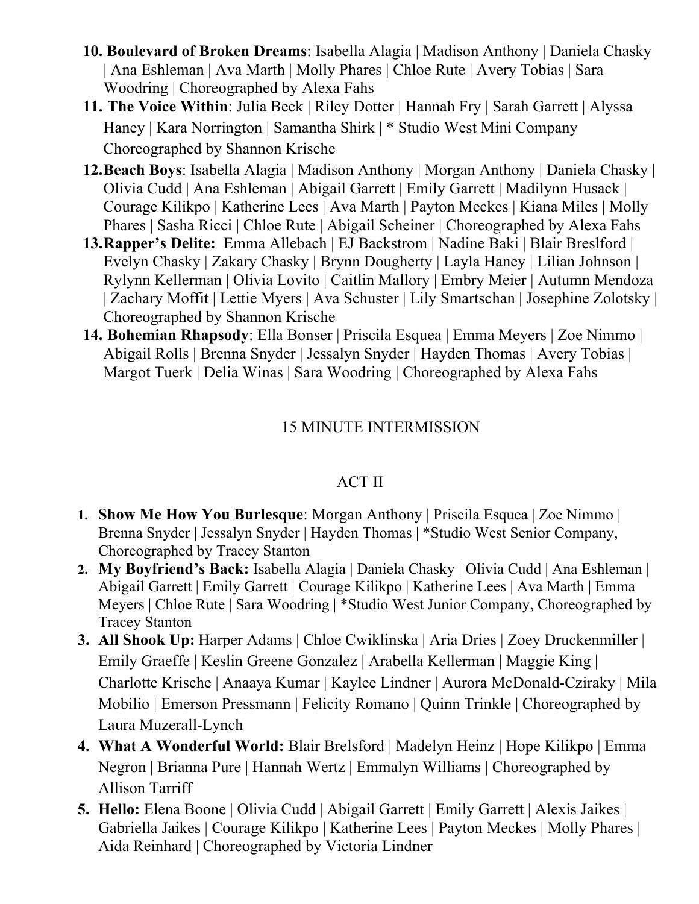10. **Boulevard of Broken Dreams**: Isabella Alagia | Madison Anthony | Daniela Chasky | Ana Eshleman | Ava Marth | Molly Phares | Chloe Rute | Avery Tobias | Sara Woodring | Choreographed by Alexa Fahs
11. **The Voice Within**: Julia Beck | Riley Dotter | Hannah Fry | Sarah Garrett | Alyssa Haney | Kara Norrington | Samantha Shirk | * Studio West Mini Company Choreographed by Shannon Krische
12. **Beach Boys**: Isabella Alagia | Madison Anthony | Morgan Anthony | Daniela Chasky | Olivia Cudd | Ana Eshleman | Abigail Garrett | Emily Garrett | Madilynn Husack | Courage Kilikpo | Katherine Lees | Ava Marth | Payton Meckes | Kiana Miles | Molly Phares | Sasha Ricci | Chloe Rute | Abigail Scheiner | Choreographed by Alexa Fahs
13. **Rapper's Delite:** Emma Allebach | EJ Backstrom | Nadine Baki | Blair Breslford | Evelyn Chasky | Zakary Chasky | Brynn Dougherty | Layla Haney | Lilian Johnson | Rylynn Kellerman | Olivia Lovito | Caitlin Mallory | Embry Meier | Autumn Mendoza | Zachary Moffit | Lettie Myers | Ava Schuster | Lily Smartschan | Josephine Zolotsky | Choreographed by Shannon Krische
14. **Bohemian Rhapsody**: Ella Bonser | Priscila Esquea | Emma Meyers | Zoe Nimmo | Abigail Rolls | Brenna Snyder | Jessalyn Snyder | Hayden Thomas | Avery Tobias | Margot Tuerk | Delia Winas | Sara Woodring | Choreographed by Alexa Fahs

15 MINUTE INTERMISSION

## ACT II

1. **Show Me How You Burlesque**: Morgan Anthony | Priscila Esquea | Zoe Nimmo | Brenna Snyder | Jessalyn Snyder | Hayden Thomas | *Studio West Senior Company, Choreographed by Tracey Stanton
2. **My Boyfriend's Back:** Isabella Alagia | Daniela Chasky | Olivia Cudd | Ana Eshleman | Abigail Garrett | Emily Garrett | Courage Kilikpo | Katherine Lees | Ava Marth | Emma Meyers | Chloe Rute | Sara Woodring | *Studio West Junior Company, Choreographed by Tracey Stanton
3. **All Shook Up:** Harper Adams | Chloe Cwiklinska | Aria Dries | Zoey Druckenmiller | Emily Graeffe | Keslin Greene Gonzalez | Arabella Kellerman | Maggie King | Charlotte Krische | Anaaya Kumar | Kaylee Lindner | Aurora McDonald-Cziraky | Mila Mobilio | Emerson Pressmann | Felicity Romano | Quinn Trinkle | Choreographed by Laura Muzerall-Lynch
4. **What A Wonderful World:** Blair Brelsford | Madelyn Heinz | Hope Kilikpo | Emma Negron | Brianna Pure | Hannah Wertz | Emmalyn Williams | Choreographed by Allison Tarriff
5. **Hello:** Elena Boone | Olivia Cudd | Abigail Garrett | Emily Garrett | Alexis Jaikes | Gabriella Jaikes | Courage Kilikpo | Katherine Lees | Payton Meckes | Molly Phares | Aida Reinhard | Choreographed by Victoria Lindner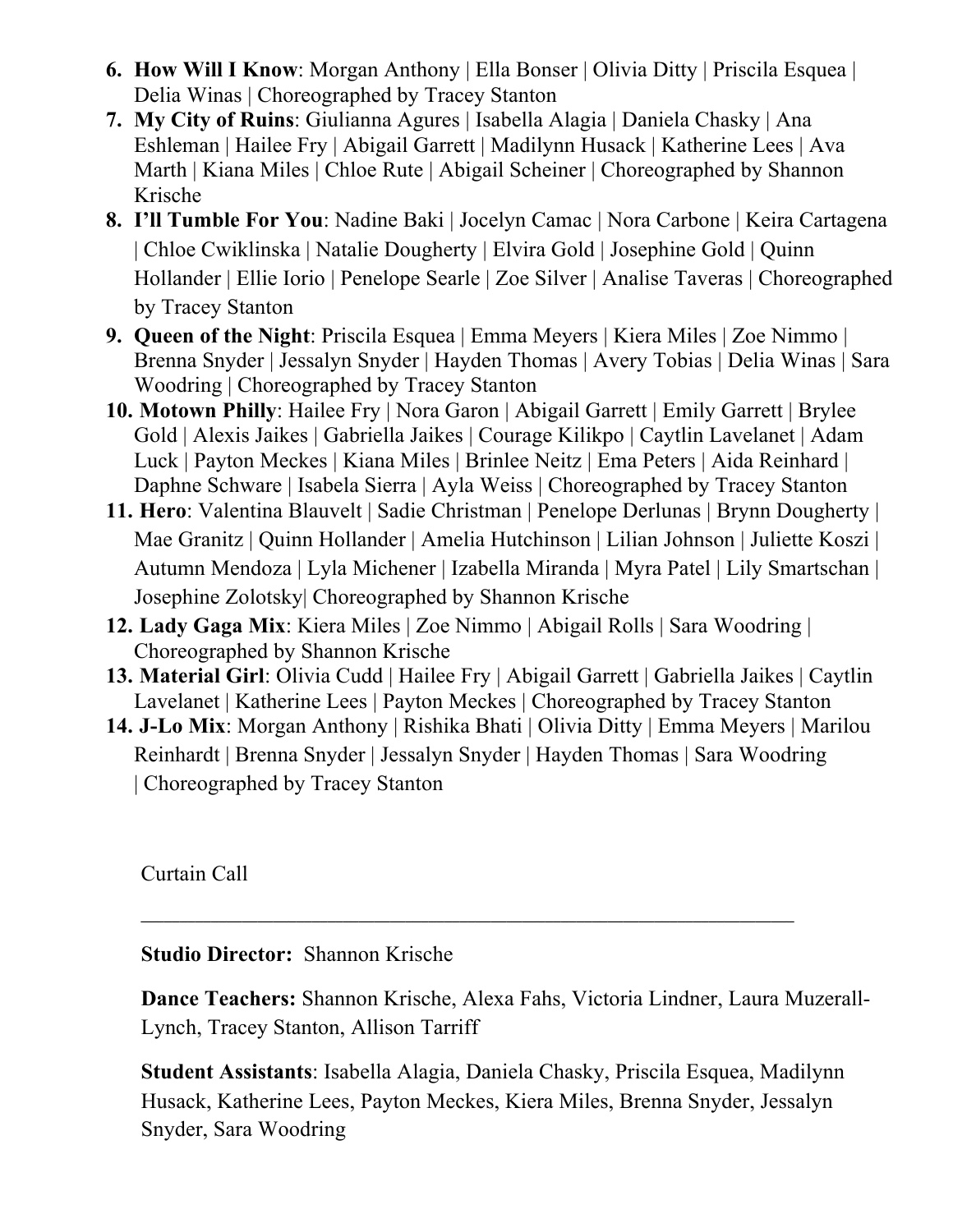6. **How Will I Know**: Morgan Anthony | Ella Bonser | Olivia Ditty | Priscila Esquea | Delia Winas | Choreographed by Tracey Stanton
7. **My City of Ruins**: Giulianna Agures | Isabella Alagia | Daniela Chasky | Ana Eshleman | Hailee Fry | Abigail Garrett | Madilynn Husack | Katherine Lees | Ava Marth | Kiana Miles | Chloe Rute | Abigail Scheiner | Choreographed by Shannon Krische
8. **I'll Tumble For You**: Nadine Baki | Jocelyn Camac | Nora Carbone | Keira Cartagena | Chloe Cwiklinska | Natalie Dougherty | Elvira Gold | Josephine Gold | Quinn Hollander | Ellie Iorio | Penelope Searle | Zoe Silver | Analise Taveras | Choreographed by Tracey Stanton
9. **Queen of the Night**: Priscila Esquea | Emma Meyers | Kiera Miles | Zoe Nimmo | Brenna Snyder | Jessalyn Snyder | Hayden Thomas | Avery Tobias | Delia Winas | Sara Woodring | Choreographed by Tracey Stanton
10. **Motown Philly**: Hailee Fry | Nora Garon | Abigail Garrett | Emily Garrett | Brylee Gold | Alexis Jaikes | Gabriella Jaikes | Courage Kilikpo | Caytlin Lavelanet | Adam Luck | Payton Meckes | Kiana Miles | Brinlee Neitz | Ema Peters | Aida Reinhard | Daphne Schware | Isabela Sierra | Ayla Weiss | Choreographed by Tracey Stanton
11. **Hero**: Valentina Blauvelt | Sadie Christman | Penelope Derlunas | Brynn Dougherty | Mae Granitz | Quinn Hollander | Amelia Hutchinson | Lilian Johnson | Juliette Koszi | Autumn Mendoza | Lyla Michener | Izabella Miranda | Myra Patel | Lily Smartschan | Josephine Zolotsky| Choreographed by Shannon Krische
12. **Lady Gaga Mix**: Kiera Miles | Zoe Nimmo | Abigail Rolls | Sara Woodring | Choreographed by Shannon Krische
13. **Material Girl**: Olivia Cudd | Hailee Fry | Abigail Garrett | Gabriella Jaikes | Caytlin Lavelanet | Katherine Lees | Payton Meckes | Choreographed by Tracey Stanton
14. **J-Lo Mix**: Morgan Anthony | Rishika Bhati | Olivia Ditty | Emma Meyers | Marilou Reinhardt | Brenna Snyder | Jessalyn Snyder | Hayden Thomas | Sara Woodring | Choreographed by Tracey Stanton

Curtain Call

---

**Studio Director:** Shannon Krische

**Dance Teachers:** Shannon Krische, Alexa Fahs, Victoria Lindner, Laura Muzerall-Lynch, Tracey Stanton, Allison Tarriff

**Student Assistants**: Isabella Alagia, Daniela Chasky, Priscila Esquea, Madilynn Husack, Katherine Lees, Payton Meckes, Kiera Miles, Brenna Snyder, Jessalyn Snyder, Sara Woodring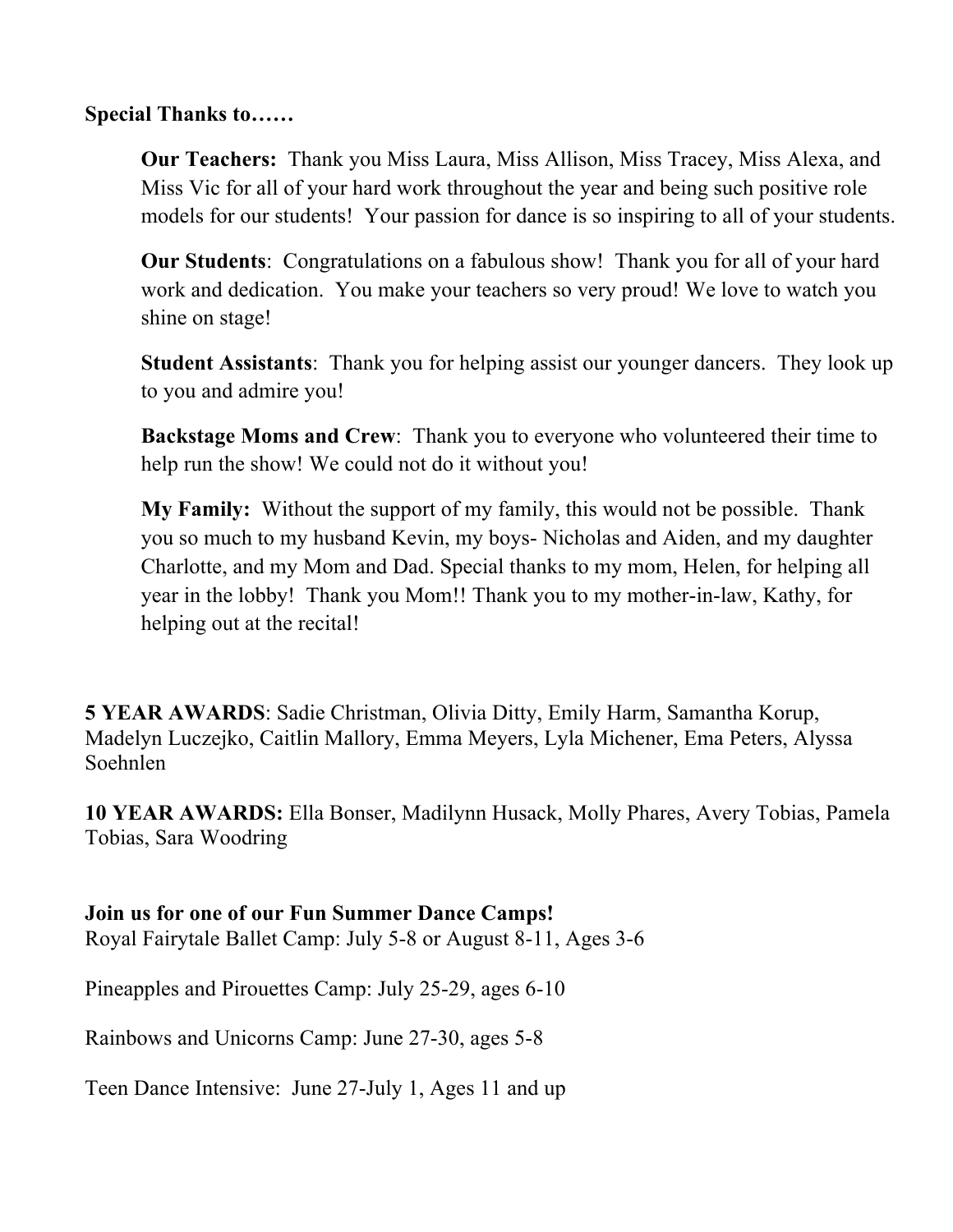**Special Thanks to……**

**Our Teachers:** Thank you Miss Laura, Miss Allison, Miss Tracey, Miss Alexa, and Miss Vic for all of your hard work throughout the year and being such positive role models for our students! Your passion for dance is so inspiring to all of your students.

**Our Students**: Congratulations on a fabulous show! Thank you for all of your hard work and dedication. You make your teachers so very proud! We love to watch you shine on stage!

**Student Assistants**: Thank you for helping assist our younger dancers. They look up to you and admire you!

**Backstage Moms and Crew**: Thank you to everyone who volunteered their time to help run the show! We could not do it without you!

**My Family:** Without the support of my family, this would not be possible. Thank you so much to my husband Kevin, my boys- Nicholas and Aiden, and my daughter Charlotte, and my Mom and Dad. Special thanks to my mom, Helen, for helping all year in the lobby! Thank you Mom!! Thank you to my mother-in-law, Kathy, for helping out at the recital!

**5 YEAR AWARDS**: Sadie Christman, Olivia Ditty, Emily Harm, Samantha Korup, Madelyn Luczejko, Caitlin Mallory, Emma Meyers, Lyla Michener, Ema Peters, Alyssa Soehnlen

**10 YEAR AWARDS:** Ella Bonser, Madilynn Husack, Molly Phares, Avery Tobias, Pamela Tobias, Sara Woodring

**Join us for one of our Fun Summer Dance Camps!**

Royal Fairytale Ballet Camp: July 5-8 or August 8-11, Ages 3-6

Pineapples and Pirouettes Camp: July 25-29, ages 6-10

Rainbows and Unicorns Camp: June 27-30, ages 5-8

Teen Dance Intensive: June 27-July 1, Ages 11 and up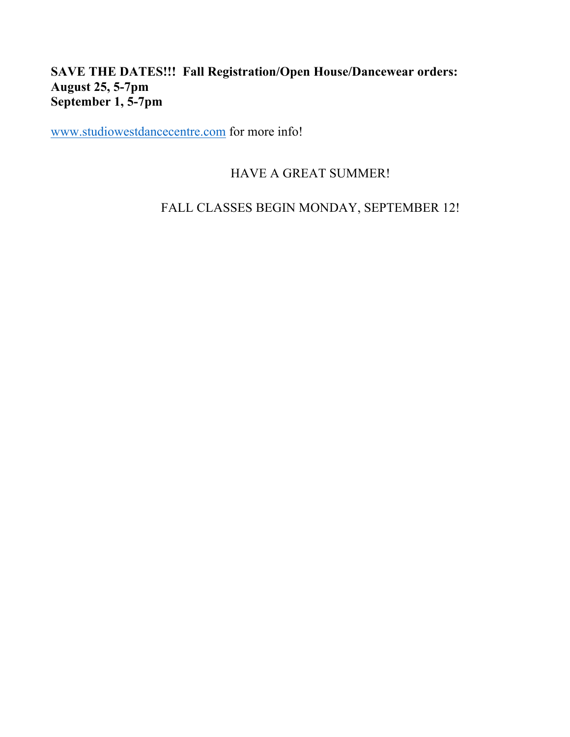**SAVE THE DATES!!! Fall Registration/Open House/Dancewear orders:**
**August 25, 5-7pm**
**September 1, 5-7pm**

www.studiowestdancecentre.com for more info!

HAVE A GREAT SUMMER!

FALL CLASSES BEGIN MONDAY, SEPTEMBER 12!